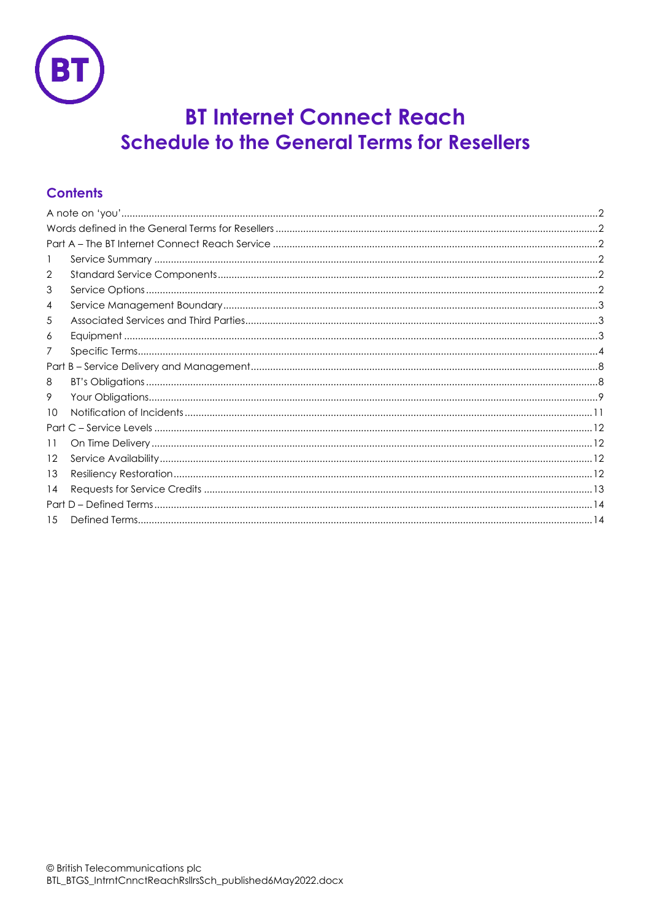# BT Internet Connect Reach
## Schedule to the General Terms for Resellers

### Contents

A note on 'you' .....2
Words defined in the General Terms for Resellers .....2
Part A – The BT Internet Connect Reach Service .....2
1 Service Summary .....2
2 Standard Service Components .....2
3 Service Options .....2
4 Service Management Boundary .....3
5 Associated Services and Third Parties .....3
6 Equipment .....3
7 Specific Terms .....4
Part B – Service Delivery and Management .....8
8 BT's Obligations .....8
9 Your Obligations .....9
10 Notification of Incidents .....11
Part C – Service Levels .....12
11 On Time Delivery .....12
12 Service Availability .....12
13 Resiliency Restoration .....12
14 Requests for Service Credits .....13
Part D – Defined Terms .....14
15 Defined Terms .....14

© British Telecommunications plc
BTL_BTGS_IntrntCnnctReachRsllrsSch_published6May2022.docx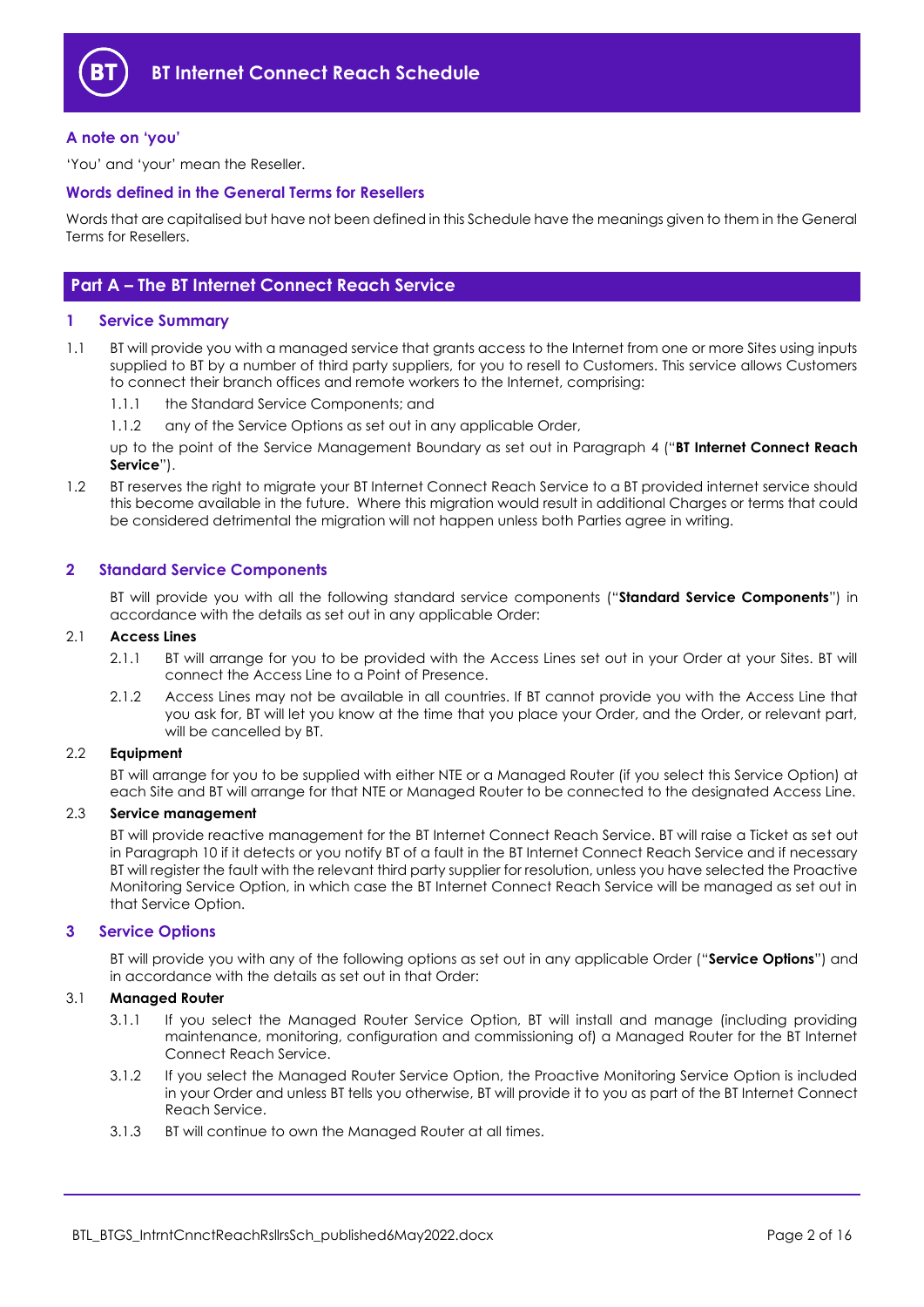# BT Internet Connect Reach Schedule

### A note on 'you'

'You' and 'your' mean the Reseller.

### Words defined in the General Terms for Resellers

Words that are capitalised but have not been defined in this Schedule have the meanings given to them in the General Terms for Resellers.

## Part A – The BT Internet Connect Reach Service

### 1 Service Summary

1.1 BT will provide you with a managed service that grants access to the Internet from one or more Sites using inputs supplied to BT by a number of third party suppliers, for you to resell to Customers. This service allows Customers to connect their branch offices and remote workers to the Internet, comprising:

1.1.1 the Standard Service Components; and

1.1.2 any of the Service Options as set out in any applicable Order,

up to the point of the Service Management Boundary as set out in Paragraph 4 ("**BT Internet Connect Reach Service**").

1.2 BT reserves the right to migrate your BT Internet Connect Reach Service to a BT provided internet service should this become available in the future. Where this migration would result in additional Charges or terms that could be considered detrimental the migration will not happen unless both Parties agree in writing.

### 2 Standard Service Components

BT will provide you with all the following standard service components ("**Standard Service Components**") in accordance with the details as set out in any applicable Order:

2.1 **Access Lines**

2.1.1 BT will arrange for you to be provided with the Access Lines set out in your Order at your Sites. BT will connect the Access Line to a Point of Presence.

2.1.2 Access Lines may not be available in all countries. If BT cannot provide you with the Access Line that you ask for, BT will let you know at the time that you place your Order, and the Order, or relevant part, will be cancelled by BT.

2.2 **Equipment**

BT will arrange for you to be supplied with either NTE or a Managed Router (if you select this Service Option) at each Site and BT will arrange for that NTE or Managed Router to be connected to the designated Access Line.

2.3 **Service management**

BT will provide reactive management for the BT Internet Connect Reach Service. BT will raise a Ticket as set out in Paragraph 10 if it detects or you notify BT of a fault in the BT Internet Connect Reach Service and if necessary BT will register the fault with the relevant third party supplier for resolution, unless you have selected the Proactive Monitoring Service Option, in which case the BT Internet Connect Reach Service will be managed as set out in that Service Option.

### 3 Service Options

BT will provide you with any of the following options as set out in any applicable Order ("**Service Options**") and in accordance with the details as set out in that Order:

3.1 **Managed Router**

3.1.1 If you select the Managed Router Service Option, BT will install and manage (including providing maintenance, monitoring, configuration and commissioning of) a Managed Router for the BT Internet Connect Reach Service.

3.1.2 If you select the Managed Router Service Option, the Proactive Monitoring Service Option is included in your Order and unless BT tells you otherwise, BT will provide it to you as part of the BT Internet Connect Reach Service.

3.1.3 BT will continue to own the Managed Router at all times.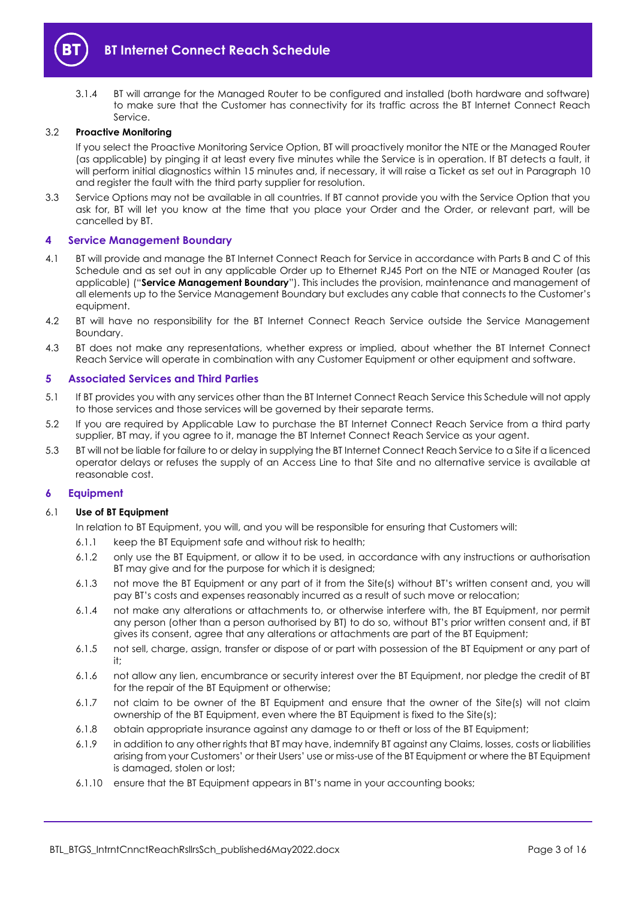3.1.4 BT will arrange for the Managed Router to be configured and installed (both hardware and software) to make sure that the Customer has connectivity for its traffic across the BT Internet Connect Reach Service.

3.2 **Proactive Monitoring**

If you select the Proactive Monitoring Service Option, BT will proactively monitor the NTE or the Managed Router (as applicable) by pinging it at least every five minutes while the Service is in operation. If BT detects a fault, it will perform initial diagnostics within 15 minutes and, if necessary, it will raise a Ticket as set out in Paragraph 10 and register the fault with the third party supplier for resolution.

3.3 Service Options may not be available in all countries. If BT cannot provide you with the Service Option that you ask for, BT will let you know at the time that you place your Order and the Order, or relevant part, will be cancelled by BT.

## 4 Service Management Boundary

4.1 BT will provide and manage the BT Internet Connect Reach for Service in accordance with Parts B and C of this Schedule and as set out in any applicable Order up to Ethernet RJ45 Port on the NTE or Managed Router (as applicable) ("**Service Management Boundary**"). This includes the provision, maintenance and management of all elements up to the Service Management Boundary but excludes any cable that connects to the Customer's equipment.

4.2 BT will have no responsibility for the BT Internet Connect Reach Service outside the Service Management Boundary.

4.3 BT does not make any representations, whether express or implied, about whether the BT Internet Connect Reach Service will operate in combination with any Customer Equipment or other equipment and software.

## 5 Associated Services and Third Parties

5.1 If BT provides you with any services other than the BT Internet Connect Reach Service this Schedule will not apply to those services and those services will be governed by their separate terms.

5.2 If you are required by Applicable Law to purchase the BT Internet Connect Reach Service from a third party supplier, BT may, if you agree to it, manage the BT Internet Connect Reach Service as your agent.

5.3 BT will not be liable for failure to or delay in supplying the BT Internet Connect Reach Service to a Site if a licenced operator delays or refuses the supply of an Access Line to that Site and no alternative service is available at reasonable cost.

## 6 Equipment

6.1 **Use of BT Equipment**

In relation to BT Equipment, you will, and you will be responsible for ensuring that Customers will:

6.1.1 keep the BT Equipment safe and without risk to health;

6.1.2 only use the BT Equipment, or allow it to be used, in accordance with any instructions or authorisation BT may give and for the purpose for which it is designed;

6.1.3 not move the BT Equipment or any part of it from the Site(s) without BT's written consent and, you will pay BT's costs and expenses reasonably incurred as a result of such move or relocation;

6.1.4 not make any alterations or attachments to, or otherwise interfere with, the BT Equipment, nor permit any person (other than a person authorised by BT) to do so, without BT's prior written consent and, if BT gives its consent, agree that any alterations or attachments are part of the BT Equipment;

6.1.5 not sell, charge, assign, transfer or dispose of or part with possession of the BT Equipment or any part of it;

6.1.6 not allow any lien, encumbrance or security interest over the BT Equipment, nor pledge the credit of BT for the repair of the BT Equipment or otherwise;

6.1.7 not claim to be owner of the BT Equipment and ensure that the owner of the Site(s) will not claim ownership of the BT Equipment, even where the BT Equipment is fixed to the Site(s);

6.1.8 obtain appropriate insurance against any damage to or theft or loss of the BT Equipment;

6.1.9 in addition to any other rights that BT may have, indemnify BT against any Claims, losses, costs or liabilities arising from your Customers' or their Users' use or miss-use of the BT Equipment or where the BT Equipment is damaged, stolen or lost;

6.1.10 ensure that the BT Equipment appears in BT's name in your accounting books;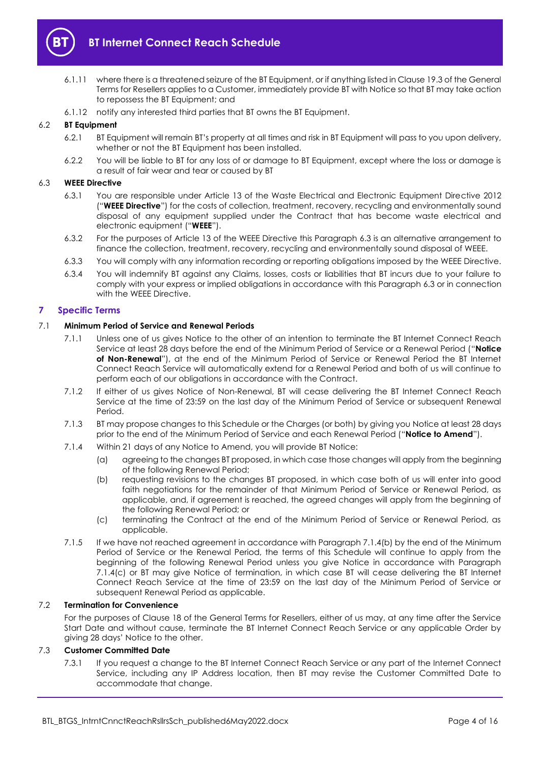6.1.11 where there is a threatened seizure of the BT Equipment, or if anything listed in Clause 19.3 of the General Terms for Resellers applies to a Customer, immediately provide BT with Notice so that BT may take action to repossess the BT Equipment; and

6.1.12 notify any interested third parties that BT owns the BT Equipment.

6.2 **BT Equipment**

6.2.1 BT Equipment will remain BT's property at all times and risk in BT Equipment will pass to you upon delivery, whether or not the BT Equipment has been installed.

6.2.2 You will be liable to BT for any loss of or damage to BT Equipment, except where the loss or damage is a result of fair wear and tear or caused by BT

6.3 **WEEE Directive**

6.3.1 You are responsible under Article 13 of the Waste Electrical and Electronic Equipment Directive 2012 ("**WEEE Directive**") for the costs of collection, treatment, recovery, recycling and environmentally sound disposal of any equipment supplied under the Contract that has become waste electrical and electronic equipment ("**WEEE**").

6.3.2 For the purposes of Article 13 of the WEEE Directive this Paragraph 6.3 is an alternative arrangement to finance the collection, treatment, recovery, recycling and environmentally sound disposal of WEEE.

6.3.3 You will comply with any information recording or reporting obligations imposed by the WEEE Directive.

6.3.4 You will indemnify BT against any Claims, losses, costs or liabilities that BT incurs due to your failure to comply with your express or implied obligations in accordance with this Paragraph 6.3 or in connection with the WEEE Directive.

## 7 Specific Terms

7.1 **Minimum Period of Service and Renewal Periods**

7.1.1 Unless one of us gives Notice to the other of an intention to terminate the BT Internet Connect Reach Service at least 28 days before the end of the Minimum Period of Service or a Renewal Period ("**Notice of Non-Renewal**"), at the end of the Minimum Period of Service or Renewal Period the BT Internet Connect Reach Service will automatically extend for a Renewal Period and both of us will continue to perform each of our obligations in accordance with the Contract.

7.1.2 If either of us gives Notice of Non-Renewal, BT will cease delivering the BT Internet Connect Reach Service at the time of 23:59 on the last day of the Minimum Period of Service or subsequent Renewal Period.

7.1.3 BT may propose changes to this Schedule or the Charges (or both) by giving you Notice at least 28 days prior to the end of the Minimum Period of Service and each Renewal Period ("**Notice to Amend**").

7.1.4 Within 21 days of any Notice to Amend, you will provide BT Notice:

(a) agreeing to the changes BT proposed, in which case those changes will apply from the beginning of the following Renewal Period;

(b) requesting revisions to the changes BT proposed, in which case both of us will enter into good faith negotiations for the remainder of that Minimum Period of Service or Renewal Period, as applicable, and, if agreement is reached, the agreed changes will apply from the beginning of the following Renewal Period; or

(c) terminating the Contract at the end of the Minimum Period of Service or Renewal Period, as applicable.

7.1.5 If we have not reached agreement in accordance with Paragraph 7.1.4(b) by the end of the Minimum Period of Service or the Renewal Period, the terms of this Schedule will continue to apply from the beginning of the following Renewal Period unless you give Notice in accordance with Paragraph 7.1.4(c) or BT may give Notice of termination, in which case BT will cease delivering the BT Internet Connect Reach Service at the time of 23:59 on the last day of the Minimum Period of Service or subsequent Renewal Period as applicable.

7.2 **Termination for Convenience**

For the purposes of Clause 18 of the General Terms for Resellers, either of us may, at any time after the Service Start Date and without cause, terminate the BT Internet Connect Reach Service or any applicable Order by giving 28 days' Notice to the other.

7.3 **Customer Committed Date**

7.3.1 If you request a change to the BT Internet Connect Reach Service or any part of the Internet Connect Service, including any IP Address location, then BT may revise the Customer Committed Date to accommodate that change.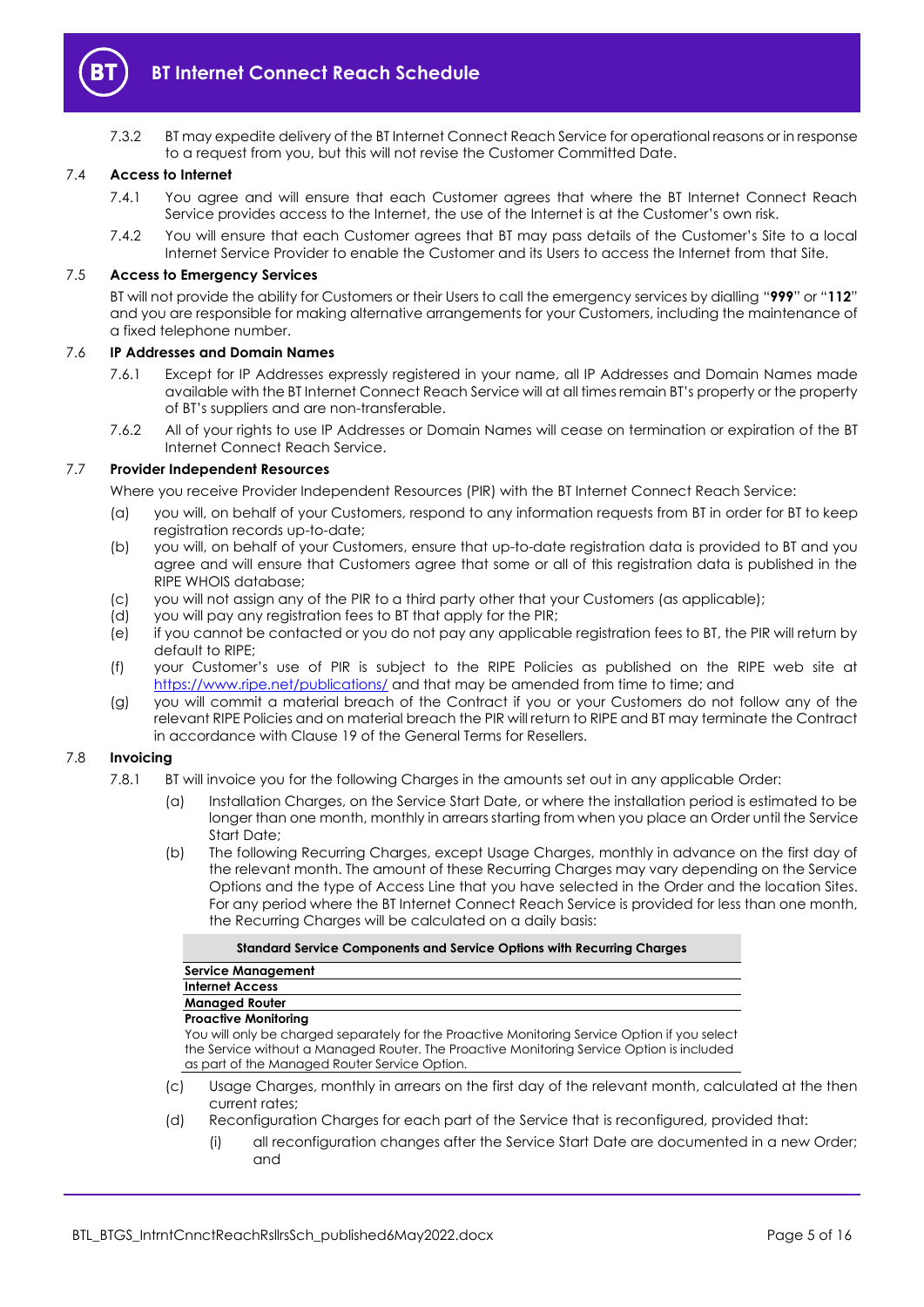7.3.2 BT may expedite delivery of the BT Internet Connect Reach Service for operational reasons or in response to a request from you, but this will not revise the Customer Committed Date.

### 7.4 Access to Internet

7.4.1 You agree and will ensure that each Customer agrees that where the BT Internet Connect Reach Service provides access to the Internet, the use of the Internet is at the Customer's own risk.

7.4.2 You will ensure that each Customer agrees that BT may pass details of the Customer's Site to a local Internet Service Provider to enable the Customer and its Users to access the Internet from that Site.

### 7.5 Access to Emergency Services

BT will not provide the ability for Customers or their Users to call the emergency services by dialling "**999**" or "**112**" and you are responsible for making alternative arrangements for your Customers, including the maintenance of a fixed telephone number.

### 7.6 IP Addresses and Domain Names

7.6.1 Except for IP Addresses expressly registered in your name, all IP Addresses and Domain Names made available with the BT Internet Connect Reach Service will at all times remain BT's property or the property of BT's suppliers and are non-transferable.

7.6.2 All of your rights to use IP Addresses or Domain Names will cease on termination or expiration of the BT Internet Connect Reach Service.

### 7.7 Provider Independent Resources

Where you receive Provider Independent Resources (PIR) with the BT Internet Connect Reach Service:

(a) you will, on behalf of your Customers, respond to any information requests from BT in order for BT to keep registration records up-to-date;

(b) you will, on behalf of your Customers, ensure that up-to-date registration data is provided to BT and you agree and will ensure that Customers agree that some or all of this registration data is published in the RIPE WHOIS database;

(c) you will not assign any of the PIR to a third party other that your Customers (as applicable);

(d) you will pay any registration fees to BT that apply for the PIR;

(e) if you cannot be contacted or you do not pay any applicable registration fees to BT, the PIR will return by default to RIPE;

(f) your Customer's use of PIR is subject to the RIPE Policies as published on the RIPE web site at https://www.ripe.net/publications/ and that may be amended from time to time; and

(g) you will commit a material breach of the Contract if you or your Customers do not follow any of the relevant RIPE Policies and on material breach the PIR will return to RIPE and BT may terminate the Contract in accordance with Clause 19 of the General Terms for Resellers.

### 7.8 Invoicing

7.8.1 BT will invoice you for the following Charges in the amounts set out in any applicable Order:

(a) Installation Charges, on the Service Start Date, or where the installation period is estimated to be longer than one month, monthly in arrears starting from when you place an Order until the Service Start Date;

(b) The following Recurring Charges, except Usage Charges, monthly in advance on the first day of the relevant month. The amount of these Recurring Charges may vary depending on the Service Options and the type of Access Line that you have selected in the Order and the location Sites. For any period where the BT Internet Connect Reach Service is provided for less than one month, the Recurring Charges will be calculated on a daily basis:

| Standard Service Components and Service Options with Recurring Charges |
|---|
| **Service Management** |
| **Internet Access** |
| **Managed Router** |
| **Proactive Monitoring**<br>You will only be charged separately for the Proactive Monitoring Service Option if you select the Service without a Managed Router. The Proactive Monitoring Service Option is included as part of the Managed Router Service Option. |

(c) Usage Charges, monthly in arrears on the first day of the relevant month, calculated at the then current rates;

(d) Reconfiguration Charges for each part of the Service that is reconfigured, provided that:

(i) all reconfiguration changes after the Service Start Date are documented in a new Order; and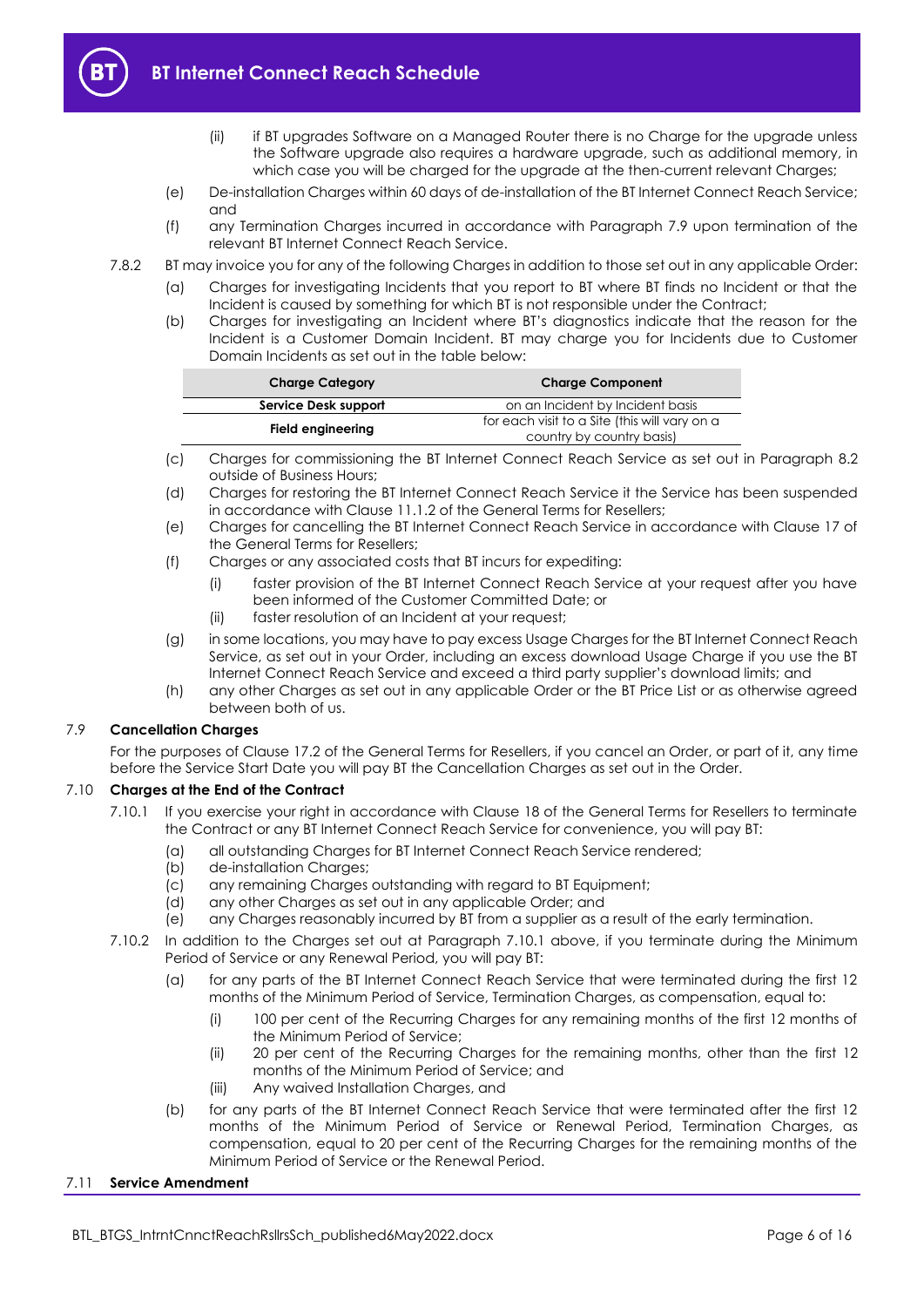(ii) if BT upgrades Software on a Managed Router there is no Charge for the upgrade unless the Software upgrade also requires a hardware upgrade, such as additional memory, in which case you will be charged for the upgrade at the then-current relevant Charges;

(e) De-installation Charges within 60 days of de-installation of the BT Internet Connect Reach Service; and

(f) any Termination Charges incurred in accordance with Paragraph 7.9 upon termination of the relevant BT Internet Connect Reach Service.

7.8.2 BT may invoice you for any of the following Charges in addition to those set out in any applicable Order:

(a) Charges for investigating Incidents that you report to BT where BT finds no Incident or that the Incident is caused by something for which BT is not responsible under the Contract;

(b) Charges for investigating an Incident where BT's diagnostics indicate that the reason for the Incident is a Customer Domain Incident. BT may charge you for Incidents due to Customer Domain Incidents as set out in the table below:

| Charge Category | Charge Component |
| --- | --- |
| **Service Desk support** | on an Incident by Incident basis |
| **Field engineering** | for each visit to a Site (this will vary on a country by country basis) |

(c) Charges for commissioning the BT Internet Connect Reach Service as set out in Paragraph 8.2 outside of Business Hours;

(d) Charges for restoring the BT Internet Connect Reach Service it the Service has been suspended in accordance with Clause 11.1.2 of the General Terms for Resellers;

(e) Charges for cancelling the BT Internet Connect Reach Service in accordance with Clause 17 of the General Terms for Resellers;

(f) Charges or any associated costs that BT incurs for expediting:

(i) faster provision of the BT Internet Connect Reach Service at your request after you have been informed of the Customer Committed Date; or

(ii) faster resolution of an Incident at your request;

(g) in some locations, you may have to pay excess Usage Charges for the BT Internet Connect Reach Service, as set out in your Order, including an excess download Usage Charge if you use the BT Internet Connect Reach Service and exceed a third party supplier's download limits; and

(h) any other Charges as set out in any applicable Order or the BT Price List or as otherwise agreed between both of us.

### 7.9 Cancellation Charges

For the purposes of Clause 17.2 of the General Terms for Resellers, if you cancel an Order, or part of it, any time before the Service Start Date you will pay BT the Cancellation Charges as set out in the Order.

### 7.10 Charges at the End of the Contract

7.10.1 If you exercise your right in accordance with Clause 18 of the General Terms for Resellers to terminate the Contract or any BT Internet Connect Reach Service for convenience, you will pay BT:

(a) all outstanding Charges for BT Internet Connect Reach Service rendered;
(b) de-installation Charges;
(c) any remaining Charges outstanding with regard to BT Equipment;
(d) any other Charges as set out in any applicable Order; and
(e) any Charges reasonably incurred by BT from a supplier as a result of the early termination.

7.10.2 In addition to the Charges set out at Paragraph 7.10.1 above, if you terminate during the Minimum Period of Service or any Renewal Period, you will pay BT:

(a) for any parts of the BT Internet Connect Reach Service that were terminated during the first 12 months of the Minimum Period of Service, Termination Charges, as compensation, equal to:

(i) 100 per cent of the Recurring Charges for any remaining months of the first 12 months of the Minimum Period of Service;

(ii) 20 per cent of the Recurring Charges for the remaining months, other than the first 12 months of the Minimum Period of Service; and

(iii) Any waived Installation Charges, and

(b) for any parts of the BT Internet Connect Reach Service that were terminated after the first 12 months of the Minimum Period of Service or Renewal Period, Termination Charges, as compensation, equal to 20 per cent of the Recurring Charges for the remaining months of the Minimum Period of Service or the Renewal Period.

### 7.11 Service Amendment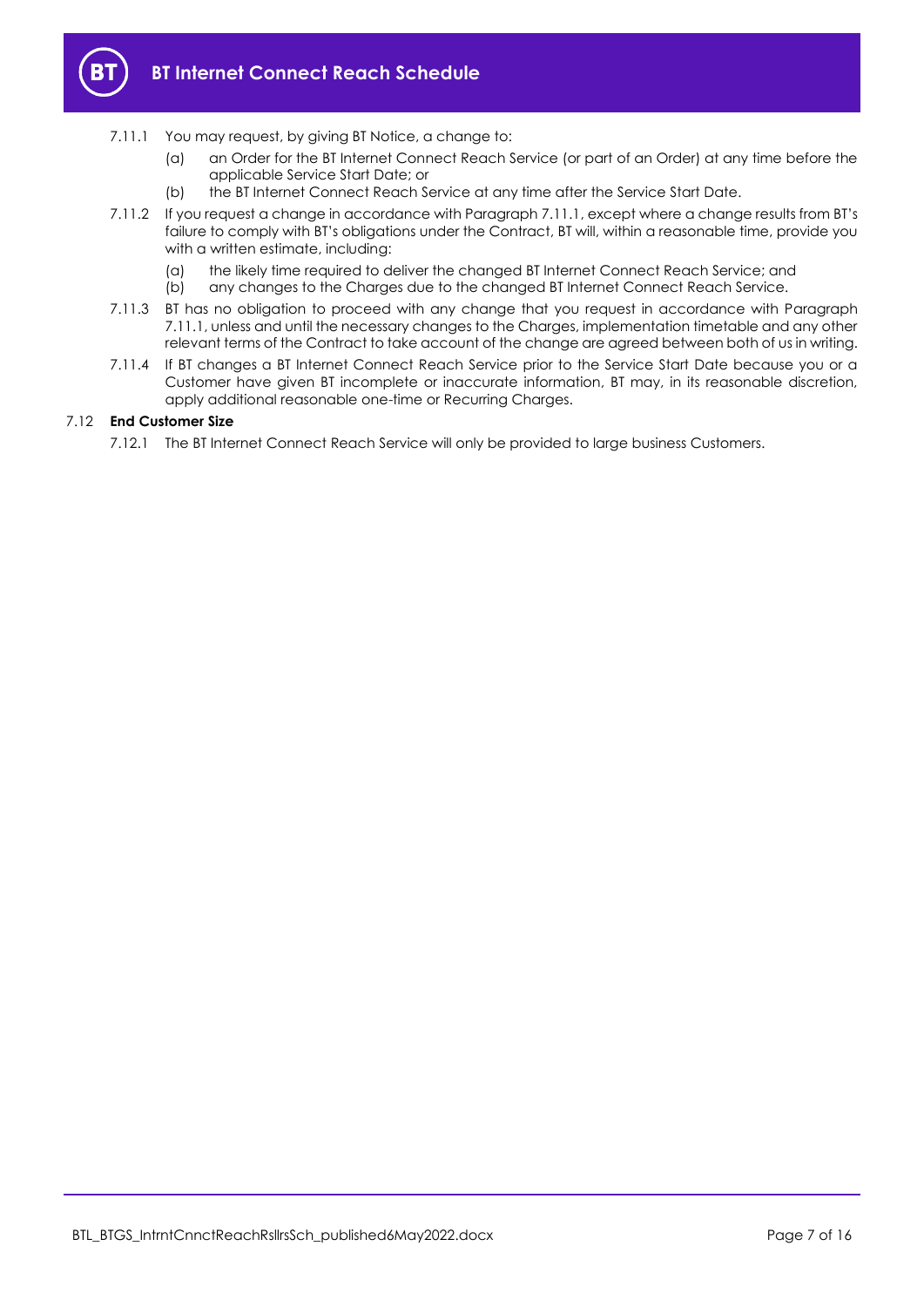7.11.1 You may request, by giving BT Notice, a change to:

(a) an Order for the BT Internet Connect Reach Service (or part of an Order) at any time before the applicable Service Start Date; or

(b) the BT Internet Connect Reach Service at any time after the Service Start Date.

7.11.2 If you request a change in accordance with Paragraph 7.11.1, except where a change results from BT's failure to comply with BT's obligations under the Contract, BT will, within a reasonable time, provide you with a written estimate, including:

(a) the likely time required to deliver the changed BT Internet Connect Reach Service; and

(b) any changes to the Charges due to the changed BT Internet Connect Reach Service.

7.11.3 BT has no obligation to proceed with any change that you request in accordance with Paragraph 7.11.1, unless and until the necessary changes to the Charges, implementation timetable and any other relevant terms of the Contract to take account of the change are agreed between both of us in writing.

7.11.4 If BT changes a BT Internet Connect Reach Service prior to the Service Start Date because you or a Customer have given BT incomplete or inaccurate information, BT may, in its reasonable discretion, apply additional reasonable one-time or Recurring Charges.

7.12 **End Customer Size**

7.12.1 The BT Internet Connect Reach Service will only be provided to large business Customers.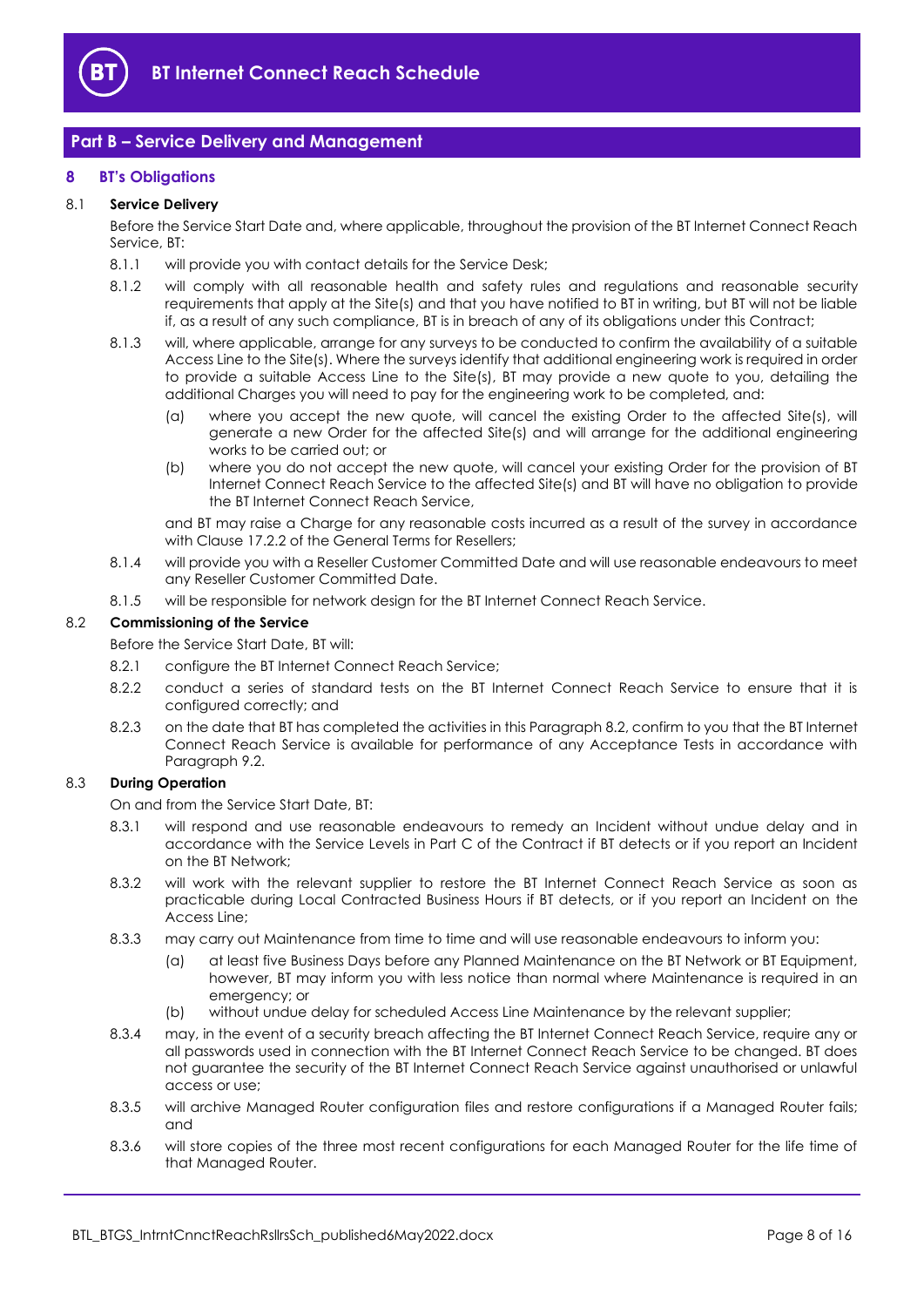## Part B – Service Delivery and Management

### 8 BT's Obligations

**8.1 Service Delivery**

Before the Service Start Date and, where applicable, throughout the provision of the BT Internet Connect Reach Service, BT:

8.1.1 will provide you with contact details for the Service Desk;

8.1.2 will comply with all reasonable health and safety rules and regulations and reasonable security requirements that apply at the Site(s) and that you have notified to BT in writing, but BT will not be liable if, as a result of any such compliance, BT is in breach of any of its obligations under this Contract;

8.1.3 will, where applicable, arrange for any surveys to be conducted to confirm the availability of a suitable Access Line to the Site(s). Where the surveys identify that additional engineering work is required in order to provide a suitable Access Line to the Site(s), BT may provide a new quote to you, detailing the additional Charges you will need to pay for the engineering work to be completed, and:

(a) where you accept the new quote, will cancel the existing Order to the affected Site(s), will generate a new Order for the affected Site(s) and will arrange for the additional engineering works to be carried out; or

(b) where you do not accept the new quote, will cancel your existing Order for the provision of BT Internet Connect Reach Service to the affected Site(s) and BT will have no obligation to provide the BT Internet Connect Reach Service,

and BT may raise a Charge for any reasonable costs incurred as a result of the survey in accordance with Clause 17.2.2 of the General Terms for Resellers;

8.1.4 will provide you with a Reseller Customer Committed Date and will use reasonable endeavours to meet any Reseller Customer Committed Date.

8.1.5 will be responsible for network design for the BT Internet Connect Reach Service.

**8.2 Commissioning of the Service**

Before the Service Start Date, BT will:

8.2.1 configure the BT Internet Connect Reach Service;

8.2.2 conduct a series of standard tests on the BT Internet Connect Reach Service to ensure that it is configured correctly; and

8.2.3 on the date that BT has completed the activities in this Paragraph 8.2, confirm to you that the BT Internet Connect Reach Service is available for performance of any Acceptance Tests in accordance with Paragraph 9.2.

**8.3 During Operation**

On and from the Service Start Date, BT:

8.3.1 will respond and use reasonable endeavours to remedy an Incident without undue delay and in accordance with the Service Levels in Part C of the Contract if BT detects or if you report an Incident on the BT Network;

8.3.2 will work with the relevant supplier to restore the BT Internet Connect Reach Service as soon as practicable during Local Contracted Business Hours if BT detects, or if you report an Incident on the Access Line;

8.3.3 may carry out Maintenance from time to time and will use reasonable endeavours to inform you:

(a) at least five Business Days before any Planned Maintenance on the BT Network or BT Equipment, however, BT may inform you with less notice than normal where Maintenance is required in an emergency; or

(b) without undue delay for scheduled Access Line Maintenance by the relevant supplier;

8.3.4 may, in the event of a security breach affecting the BT Internet Connect Reach Service, require any or all passwords used in connection with the BT Internet Connect Reach Service to be changed. BT does not guarantee the security of the BT Internet Connect Reach Service against unauthorised or unlawful access or use;

8.3.5 will archive Managed Router configuration files and restore configurations if a Managed Router fails; and

8.3.6 will store copies of the three most recent configurations for each Managed Router for the life time of that Managed Router.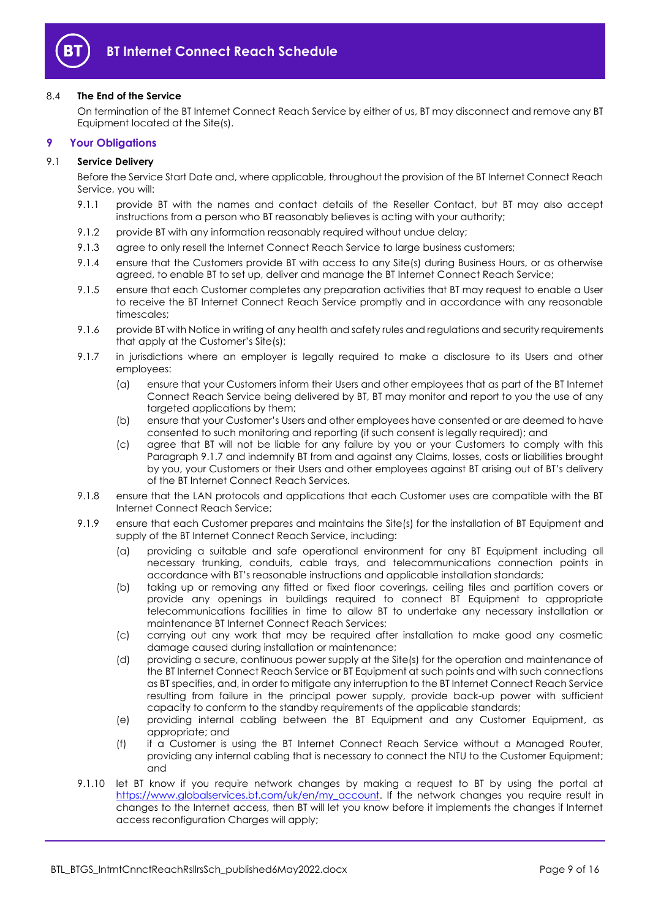### 8.4 The End of the Service

On termination of the BT Internet Connect Reach Service by either of us, BT may disconnect and remove any BT Equipment located at the Site(s).

## 9 Your Obligations

### 9.1 Service Delivery

Before the Service Start Date and, where applicable, throughout the provision of the BT Internet Connect Reach Service, you will:

9.1.1 provide BT with the names and contact details of the Reseller Contact, but BT may also accept instructions from a person who BT reasonably believes is acting with your authority;

9.1.2 provide BT with any information reasonably required without undue delay;

9.1.3 agree to only resell the Internet Connect Reach Service to large business customers;

9.1.4 ensure that the Customers provide BT with access to any Site(s) during Business Hours, or as otherwise agreed, to enable BT to set up, deliver and manage the BT Internet Connect Reach Service;

9.1.5 ensure that each Customer completes any preparation activities that BT may request to enable a User to receive the BT Internet Connect Reach Service promptly and in accordance with any reasonable timescales;

9.1.6 provide BT with Notice in writing of any health and safety rules and regulations and security requirements that apply at the Customer's Site(s);

9.1.7 in jurisdictions where an employer is legally required to make a disclosure to its Users and other employees:

(a) ensure that your Customers inform their Users and other employees that as part of the BT Internet Connect Reach Service being delivered by BT, BT may monitor and report to you the use of any targeted applications by them;

(b) ensure that your Customer's Users and other employees have consented or are deemed to have consented to such monitoring and reporting (if such consent is legally required); and

(c) agree that BT will not be liable for any failure by you or your Customers to comply with this Paragraph 9.1.7 and indemnify BT from and against any Claims, losses, costs or liabilities brought by you, your Customers or their Users and other employees against BT arising out of BT's delivery of the BT Internet Connect Reach Services.

9.1.8 ensure that the LAN protocols and applications that each Customer uses are compatible with the BT Internet Connect Reach Service;

9.1.9 ensure that each Customer prepares and maintains the Site(s) for the installation of BT Equipment and supply of the BT Internet Connect Reach Service, including:

(a) providing a suitable and safe operational environment for any BT Equipment including all necessary trunking, conduits, cable trays, and telecommunications connection points in accordance with BT's reasonable instructions and applicable installation standards;

(b) taking up or removing any fitted or fixed floor coverings, ceiling tiles and partition covers or provide any openings in buildings required to connect BT Equipment to appropriate telecommunications facilities in time to allow BT to undertake any necessary installation or maintenance BT Internet Connect Reach Services;

(c) carrying out any work that may be required after installation to make good any cosmetic damage caused during installation or maintenance;

(d) providing a secure, continuous power supply at the Site(s) for the operation and maintenance of the BT Internet Connect Reach Service or BT Equipment at such points and with such connections as BT specifies, and, in order to mitigate any interruption to the BT Internet Connect Reach Service resulting from failure in the principal power supply, provide back-up power with sufficient capacity to conform to the standby requirements of the applicable standards;

(e) providing internal cabling between the BT Equipment and any Customer Equipment, as appropriate; and

(f) if a Customer is using the BT Internet Connect Reach Service without a Managed Router, providing any internal cabling that is necessary to connect the NTU to the Customer Equipment; and

9.1.10 let BT know if you require network changes by making a request to BT by using the portal at [https://www.globalservices.bt.com/uk/en/my_account](https://www.globalservices.bt.com/uk/en/my_account). If the network changes you require result in changes to the Internet access, then BT will let you know before it implements the changes if Internet access reconfiguration Charges will apply;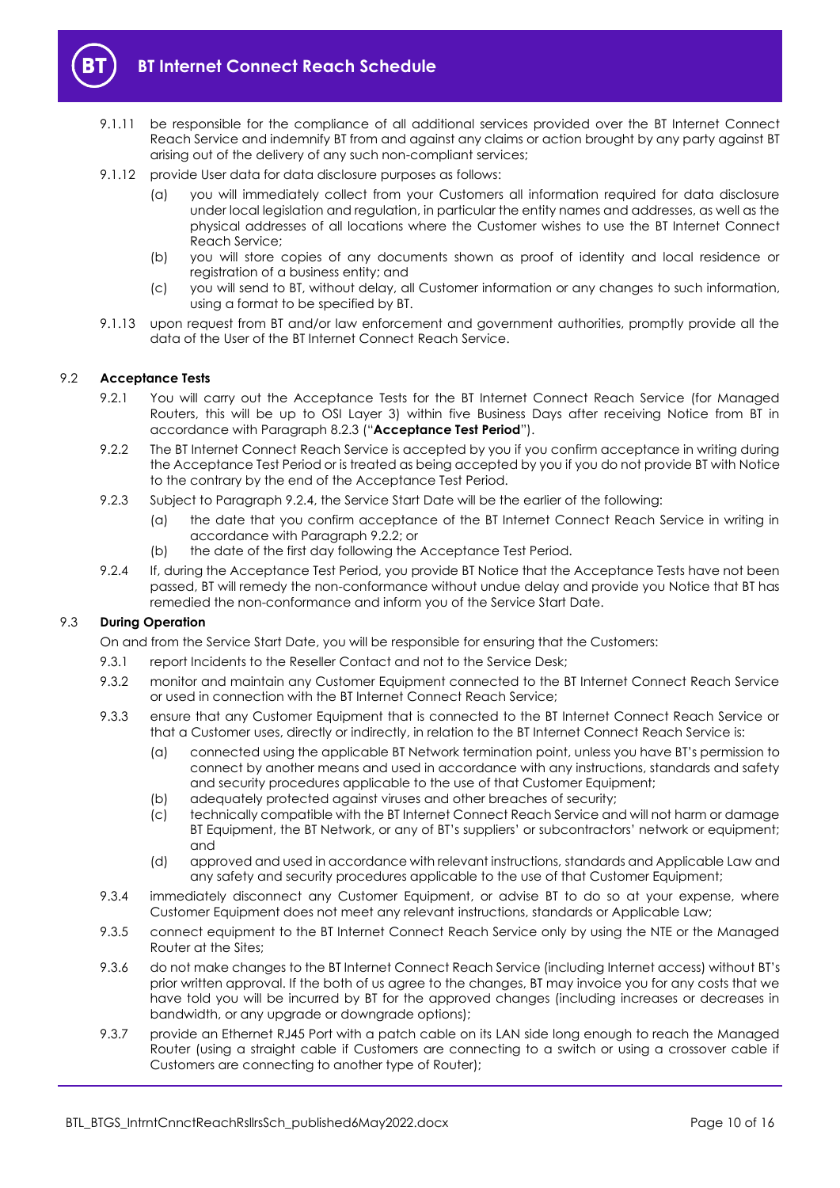9.1.11 be responsible for the compliance of all additional services provided over the BT Internet Connect Reach Service and indemnify BT from and against any claims or action brought by any party against BT arising out of the delivery of any such non-compliant services;

9.1.12 provide User data for data disclosure purposes as follows:

(a) you will immediately collect from your Customers all information required for data disclosure under local legislation and regulation, in particular the entity names and addresses, as well as the physical addresses of all locations where the Customer wishes to use the BT Internet Connect Reach Service;

(b) you will store copies of any documents shown as proof of identity and local residence or registration of a business entity; and

(c) you will send to BT, without delay, all Customer information or any changes to such information, using a format to be specified by BT.

9.1.13 upon request from BT and/or law enforcement and government authorities, promptly provide all the data of the User of the BT Internet Connect Reach Service.

## 9.2 Acceptance Tests

9.2.1 You will carry out the Acceptance Tests for the BT Internet Connect Reach Service (for Managed Routers, this will be up to OSI Layer 3) within five Business Days after receiving Notice from BT in accordance with Paragraph 8.2.3 ("**Acceptance Test Period**").

9.2.2 The BT Internet Connect Reach Service is accepted by you if you confirm acceptance in writing during the Acceptance Test Period or is treated as being accepted by you if you do not provide BT with Notice to the contrary by the end of the Acceptance Test Period.

9.2.3 Subject to Paragraph 9.2.4, the Service Start Date will be the earlier of the following:

(a) the date that you confirm acceptance of the BT Internet Connect Reach Service in writing in accordance with Paragraph 9.2.2; or

(b) the date of the first day following the Acceptance Test Period.

9.2.4 If, during the Acceptance Test Period, you provide BT Notice that the Acceptance Tests have not been passed, BT will remedy the non-conformance without undue delay and provide you Notice that BT has remedied the non-conformance and inform you of the Service Start Date.

## 9.3 During Operation

On and from the Service Start Date, you will be responsible for ensuring that the Customers:

9.3.1 report Incidents to the Reseller Contact and not to the Service Desk;

9.3.2 monitor and maintain any Customer Equipment connected to the BT Internet Connect Reach Service or used in connection with the BT Internet Connect Reach Service;

9.3.3 ensure that any Customer Equipment that is connected to the BT Internet Connect Reach Service or that a Customer uses, directly or indirectly, in relation to the BT Internet Connect Reach Service is:

(a) connected using the applicable BT Network termination point, unless you have BT's permission to connect by another means and used in accordance with any instructions, standards and safety and security procedures applicable to the use of that Customer Equipment;

(b) adequately protected against viruses and other breaches of security;

(c) technically compatible with the BT Internet Connect Reach Service and will not harm or damage BT Equipment, the BT Network, or any of BT's suppliers' or subcontractors' network or equipment; and

(d) approved and used in accordance with relevant instructions, standards and Applicable Law and any safety and security procedures applicable to the use of that Customer Equipment;

9.3.4 immediately disconnect any Customer Equipment, or advise BT to do so at your expense, where Customer Equipment does not meet any relevant instructions, standards or Applicable Law;

9.3.5 connect equipment to the BT Internet Connect Reach Service only by using the NTE or the Managed Router at the Sites;

9.3.6 do not make changes to the BT Internet Connect Reach Service (including Internet access) without BT's prior written approval. If the both of us agree to the changes, BT may invoice you for any costs that we have told you will be incurred by BT for the approved changes (including increases or decreases in bandwidth, or any upgrade or downgrade options);

9.3.7 provide an Ethernet RJ45 Port with a patch cable on its LAN side long enough to reach the Managed Router (using a straight cable if Customers are connecting to a switch or using a crossover cable if Customers are connecting to another type of Router);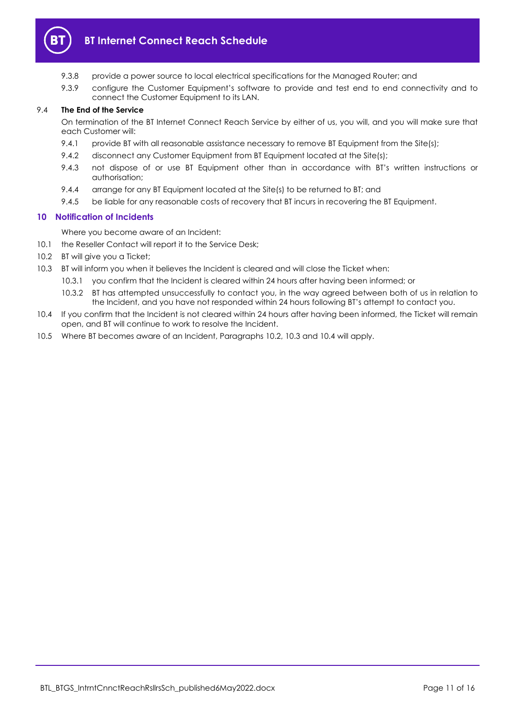9.3.8 provide a power source to local electrical specifications for the Managed Router; and

9.3.9 configure the Customer Equipment's software to provide and test end to end connectivity and to connect the Customer Equipment to its LAN.

9.4 **The End of the Service**

On termination of the BT Internet Connect Reach Service by either of us, you will, and you will make sure that each Customer will:

9.4.1 provide BT with all reasonable assistance necessary to remove BT Equipment from the Site(s);

9.4.2 disconnect any Customer Equipment from BT Equipment located at the Site(s);

9.4.3 not dispose of or use BT Equipment other than in accordance with BT's written instructions or authorisation;

9.4.4 arrange for any BT Equipment located at the Site(s) to be returned to BT; and

9.4.5 be liable for any reasonable costs of recovery that BT incurs in recovering the BT Equipment.

## 10 Notification of Incidents

Where you become aware of an Incident:

10.1 the Reseller Contact will report it to the Service Desk;

10.2 BT will give you a Ticket;

10.3 BT will inform you when it believes the Incident is cleared and will close the Ticket when:

10.3.1 you confirm that the Incident is cleared within 24 hours after having been informed; or

10.3.2 BT has attempted unsuccessfully to contact you, in the way agreed between both of us in relation to the Incident, and you have not responded within 24 hours following BT's attempt to contact you.

10.4 If you confirm that the Incident is not cleared within 24 hours after having been informed, the Ticket will remain open, and BT will continue to work to resolve the Incident.

10.5 Where BT becomes aware of an Incident, Paragraphs 10.2, 10.3 and 10.4 will apply.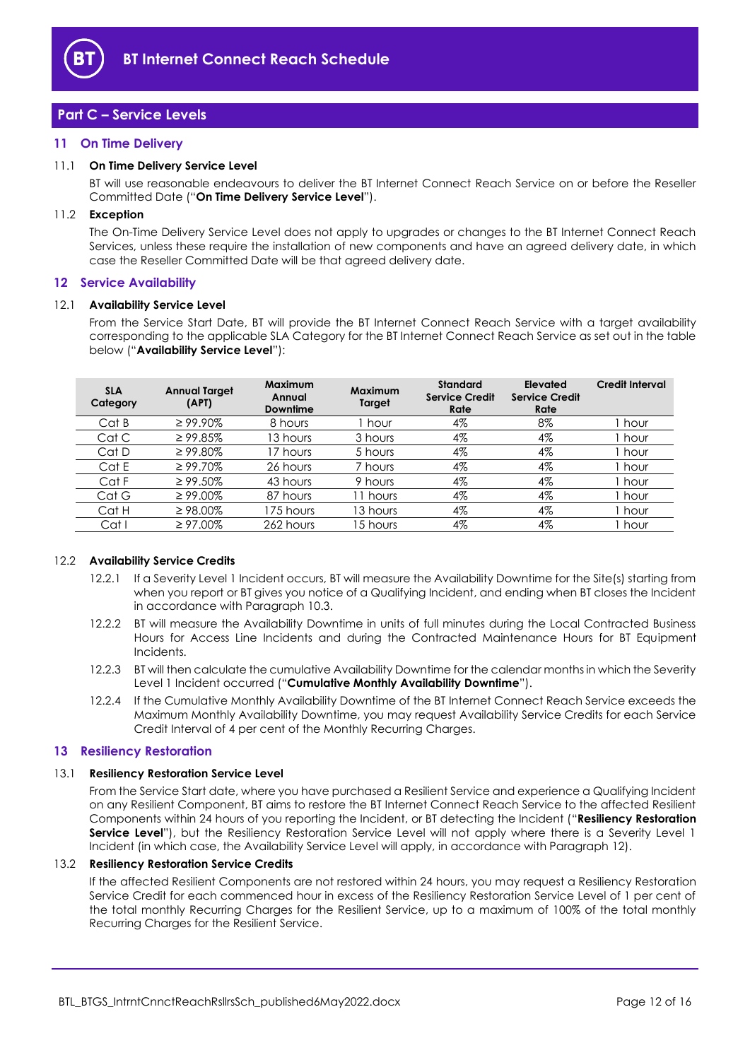## Part C – Service Levels

### 11 On Time Delivery

**11.1 On Time Delivery Service Level**

BT will use reasonable endeavours to deliver the BT Internet Connect Reach Service on or before the Reseller Committed Date ("**On Time Delivery Service Level**").

**11.2 Exception**

The On-Time Delivery Service Level does not apply to upgrades or changes to the BT Internet Connect Reach Services, unless these require the installation of new components and have an agreed delivery date, in which case the Reseller Committed Date will be that agreed delivery date.

### 12 Service Availability

**12.1 Availability Service Level**

From the Service Start Date, BT will provide the BT Internet Connect Reach Service with a target availability corresponding to the applicable SLA Category for the BT Internet Connect Reach Service as set out in the table below ("**Availability Service Level**"):

| SLA Category | Annual Target (APT) | Maximum Annual Downtime | Maximum Target | Standard Service Credit Rate | Elevated Service Credit Rate | Credit Interval |
|---|---|---|---|---|---|---|
| Cat B | ≥ 99.90% | 8 hours | 1 hour | 4% | 8% | 1 hour |
| Cat C | ≥ 99.85% | 13 hours | 3 hours | 4% | 4% | 1 hour |
| Cat D | ≥ 99.80% | 17 hours | 5 hours | 4% | 4% | 1 hour |
| Cat E | ≥ 99.70% | 26 hours | 7 hours | 4% | 4% | 1 hour |
| Cat F | ≥ 99.50% | 43 hours | 9 hours | 4% | 4% | 1 hour |
| Cat G | ≥ 99.00% | 87 hours | 11 hours | 4% | 4% | 1 hour |
| Cat H | ≥ 98.00% | 175 hours | 13 hours | 4% | 4% | 1 hour |
| Cat I | ≥ 97.00% | 262 hours | 15 hours | 4% | 4% | 1 hour |

**12.2 Availability Service Credits**

12.2.1 If a Severity Level 1 Incident occurs, BT will measure the Availability Downtime for the Site(s) starting from when you report or BT gives you notice of a Qualifying Incident, and ending when BT closes the Incident in accordance with Paragraph 10.3.

12.2.2 BT will measure the Availability Downtime in units of full minutes during the Local Contracted Business Hours for Access Line Incidents and during the Contracted Maintenance Hours for BT Equipment Incidents.

12.2.3 BT will then calculate the cumulative Availability Downtime for the calendar months in which the Severity Level 1 Incident occurred ("**Cumulative Monthly Availability Downtime**").

12.2.4 If the Cumulative Monthly Availability Downtime of the BT Internet Connect Reach Service exceeds the Maximum Monthly Availability Downtime, you may request Availability Service Credits for each Service Credit Interval of 4 per cent of the Monthly Recurring Charges.

### 13 Resiliency Restoration

**13.1 Resiliency Restoration Service Level**

From the Service Start date, where you have purchased a Resilient Service and experience a Qualifying Incident on any Resilient Component, BT aims to restore the BT Internet Connect Reach Service to the affected Resilient Components within 24 hours of you reporting the Incident, or BT detecting the Incident ("**Resiliency Restoration Service Level**"), but the Resiliency Restoration Service Level will not apply where there is a Severity Level 1 Incident (in which case, the Availability Service Level will apply, in accordance with Paragraph 12).

**13.2 Resiliency Restoration Service Credits**

If the affected Resilient Components are not restored within 24 hours, you may request a Resiliency Restoration Service Credit for each commenced hour in excess of the Resiliency Restoration Service Level of 1 per cent of the total monthly Recurring Charges for the Resilient Service, up to a maximum of 100% of the total monthly Recurring Charges for the Resilient Service.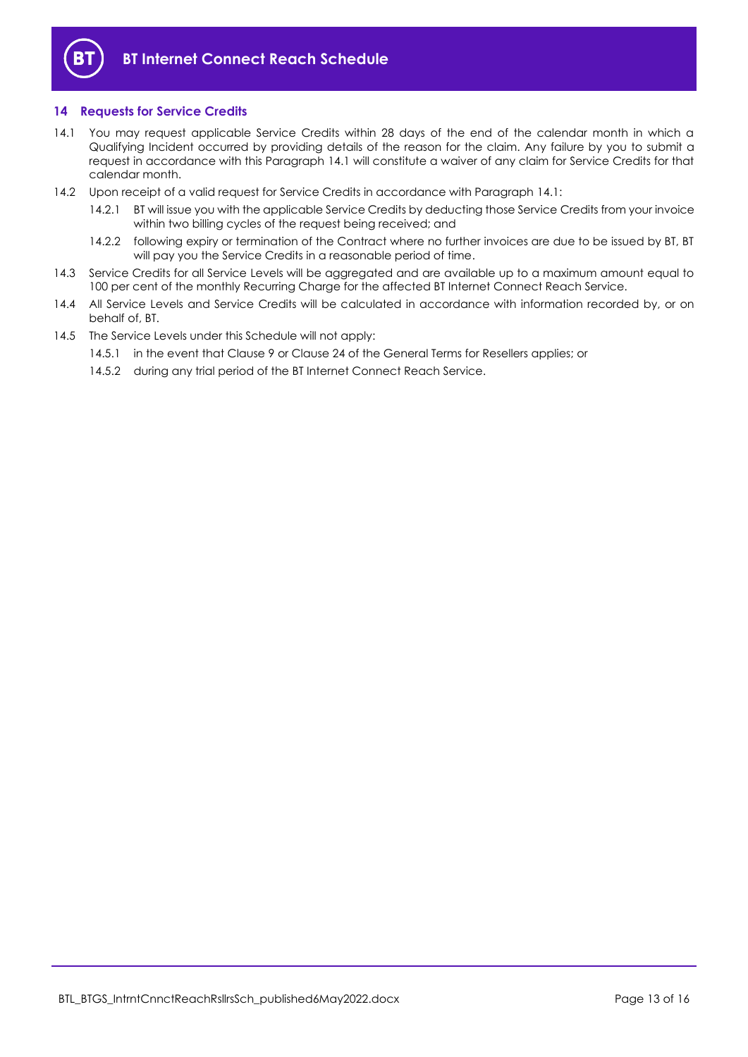## 14 Requests for Service Credits

14.1 You may request applicable Service Credits within 28 days of the end of the calendar month in which a Qualifying Incident occurred by providing details of the reason for the claim. Any failure by you to submit a request in accordance with this Paragraph 14.1 will constitute a waiver of any claim for Service Credits for that calendar month.

14.2 Upon receipt of a valid request for Service Credits in accordance with Paragraph 14.1:

14.2.1 BT will issue you with the applicable Service Credits by deducting those Service Credits from your invoice within two billing cycles of the request being received; and

14.2.2 following expiry or termination of the Contract where no further invoices are due to be issued by BT, BT will pay you the Service Credits in a reasonable period of time.

14.3 Service Credits for all Service Levels will be aggregated and are available up to a maximum amount equal to 100 per cent of the monthly Recurring Charge for the affected BT Internet Connect Reach Service.

14.4 All Service Levels and Service Credits will be calculated in accordance with information recorded by, or on behalf of, BT.

14.5 The Service Levels under this Schedule will not apply:

14.5.1 in the event that Clause 9 or Clause 24 of the General Terms for Resellers applies; or

14.5.2 during any trial period of the BT Internet Connect Reach Service.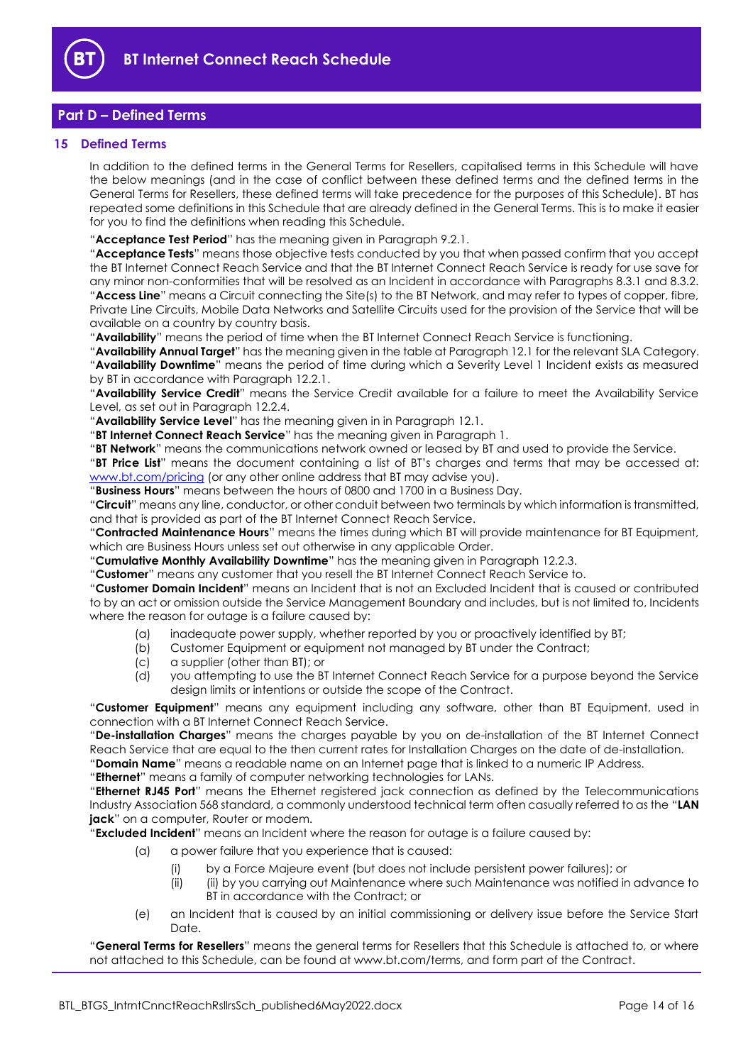## Part D – Defined Terms

### 15 Defined Terms

In addition to the defined terms in the General Terms for Resellers, capitalised terms in this Schedule will have the below meanings (and in the case of conflict between these defined terms and the defined terms in the General Terms for Resellers, these defined terms will take precedence for the purposes of this Schedule). BT has repeated some definitions in this Schedule that are already defined in the General Terms. This is to make it easier for you to find the definitions when reading this Schedule.

"**Acceptance Test Period**" has the meaning given in Paragraph 9.2.1.

"**Acceptance Tests**" means those objective tests conducted by you that when passed confirm that you accept the BT Internet Connect Reach Service and that the BT Internet Connect Reach Service is ready for use save for any minor non-conformities that will be resolved as an Incident in accordance with Paragraphs 8.3.1 and 8.3.2.

"**Access Line**" means a Circuit connecting the Site(s) to the BT Network, and may refer to types of copper, fibre, Private Line Circuits, Mobile Data Networks and Satellite Circuits used for the provision of the Service that will be available on a country by country basis.

"**Availability**" means the period of time when the BT Internet Connect Reach Service is functioning.

"**Availability Annual Target**" has the meaning given in the table at Paragraph 12.1 for the relevant SLA Category.

"**Availability Downtime**" means the period of time during which a Severity Level 1 Incident exists as measured by BT in accordance with Paragraph 12.2.1.

"**Availability Service Credit**" means the Service Credit available for a failure to meet the Availability Service Level, as set out in Paragraph 12.2.4.

"**Availability Service Level**" has the meaning given in in Paragraph 12.1.

"**BT Internet Connect Reach Service**" has the meaning given in Paragraph 1.

"**BT Network**" means the communications network owned or leased by BT and used to provide the Service.

"**BT Price List**" means the document containing a list of BT's charges and terms that may be accessed at: www.bt.com/pricing (or any other online address that BT may advise you).

"**Business Hours**" means between the hours of 0800 and 1700 in a Business Day.

"**Circuit**" means any line, conductor, or other conduit between two terminals by which information is transmitted, and that is provided as part of the BT Internet Connect Reach Service.

"**Contracted Maintenance Hours**" means the times during which BT will provide maintenance for BT Equipment, which are Business Hours unless set out otherwise in any applicable Order.

"**Cumulative Monthly Availability Downtime**" has the meaning given in Paragraph 12.2.3.

"**Customer**" means any customer that you resell the BT Internet Connect Reach Service to.

"**Customer Domain Incident**" means an Incident that is not an Excluded Incident that is caused or contributed to by an act or omission outside the Service Management Boundary and includes, but is not limited to, Incidents where the reason for outage is a failure caused by:

(a) inadequate power supply, whether reported by you or proactively identified by BT;
(b) Customer Equipment or equipment not managed by BT under the Contract;
(c) a supplier (other than BT); or
(d) you attempting to use the BT Internet Connect Reach Service for a purpose beyond the Service design limits or intentions or outside the scope of the Contract.

"**Customer Equipment**" means any equipment including any software, other than BT Equipment, used in connection with a BT Internet Connect Reach Service.

"**De-installation Charges**" means the charges payable by you on de-installation of the BT Internet Connect Reach Service that are equal to the then current rates for Installation Charges on the date of de-installation.

"**Domain Name**" means a readable name on an Internet page that is linked to a numeric IP Address.

"**Ethernet**" means a family of computer networking technologies for LANs.

"**Ethernet RJ45 Port**" means the Ethernet registered jack connection as defined by the Telecommunications Industry Association 568 standard, a commonly understood technical term often casually referred to as the "**LAN jack**" on a computer, Router or modem.

"**Excluded Incident**" means an Incident where the reason for outage is a failure caused by:

(a) a power failure that you experience that is caused:
   (i) by a Force Majeure event (but does not include persistent power failures); or
   (ii) (ii) by you carrying out Maintenance where such Maintenance was notified in advance to BT in accordance with the Contract; or

(e) an Incident that is caused by an initial commissioning or delivery issue before the Service Start Date.

"**General Terms for Resellers**" means the general terms for Resellers that this Schedule is attached to, or where not attached to this Schedule, can be found at www.bt.com/terms, and form part of the Contract.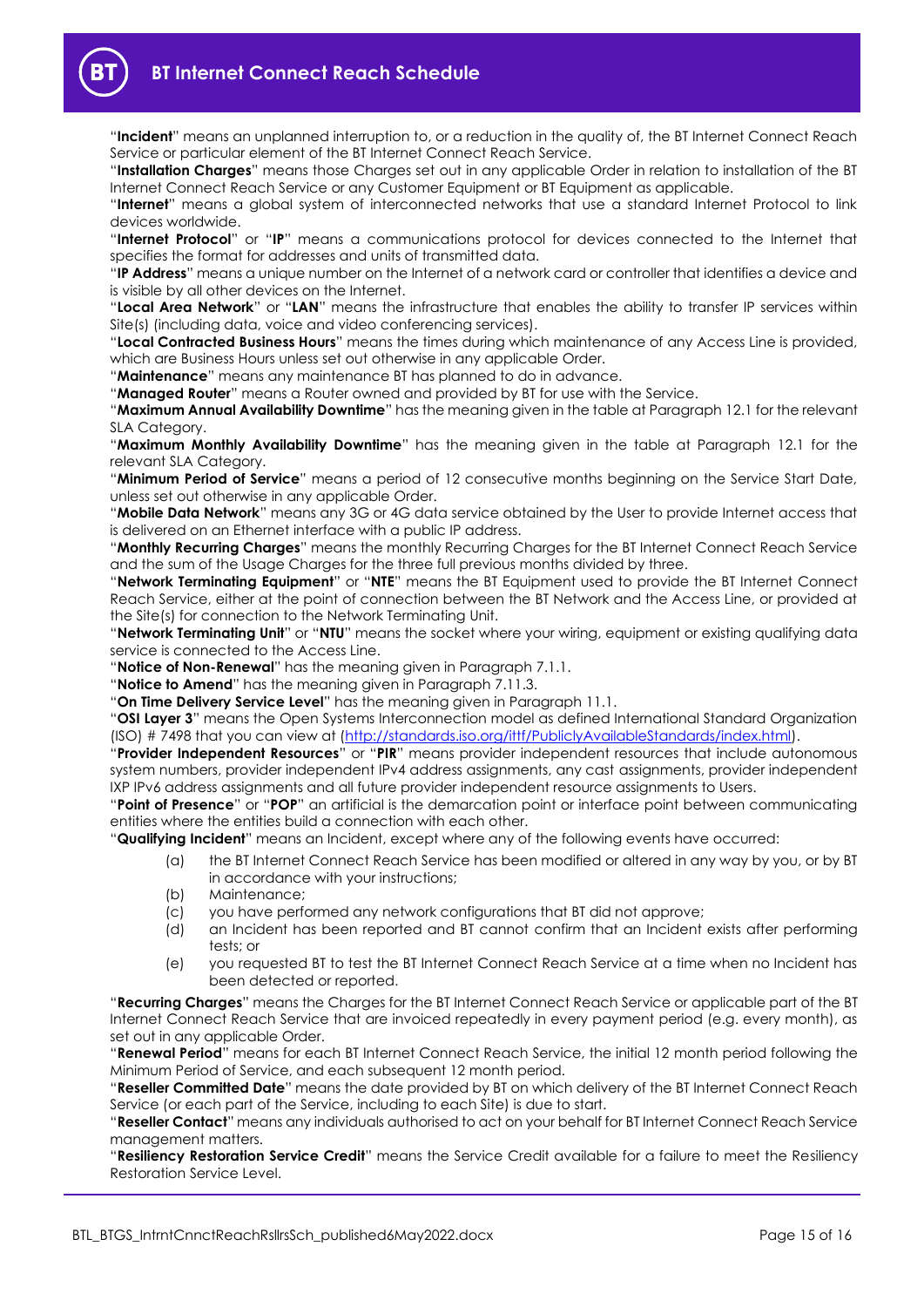"**Incident**" means an unplanned interruption to, or a reduction in the quality of, the BT Internet Connect Reach Service or particular element of the BT Internet Connect Reach Service.

"**Installation Charges**" means those Charges set out in any applicable Order in relation to installation of the BT Internet Connect Reach Service or any Customer Equipment or BT Equipment as applicable.

"**Internet**" means a global system of interconnected networks that use a standard Internet Protocol to link devices worldwide.

"**Internet Protocol**" or "**IP**" means a communications protocol for devices connected to the Internet that specifies the format for addresses and units of transmitted data.

"**IP Address**" means a unique number on the Internet of a network card or controller that identifies a device and is visible by all other devices on the Internet.

"**Local Area Network**" or "**LAN**" means the infrastructure that enables the ability to transfer IP services within Site(s) (including data, voice and video conferencing services).

"**Local Contracted Business Hours**" means the times during which maintenance of any Access Line is provided, which are Business Hours unless set out otherwise in any applicable Order.

"**Maintenance**" means any maintenance BT has planned to do in advance.

"**Managed Router**" means a Router owned and provided by BT for use with the Service.

"**Maximum Annual Availability Downtime**" has the meaning given in the table at Paragraph 12.1 for the relevant SLA Category.

"**Maximum Monthly Availability Downtime**" has the meaning given in the table at Paragraph 12.1 for the relevant SLA Category.

"**Minimum Period of Service**" means a period of 12 consecutive months beginning on the Service Start Date, unless set out otherwise in any applicable Order.

"**Mobile Data Network**" means any 3G or 4G data service obtained by the User to provide Internet access that is delivered on an Ethernet interface with a public IP address.

"**Monthly Recurring Charges**" means the monthly Recurring Charges for the BT Internet Connect Reach Service and the sum of the Usage Charges for the three full previous months divided by three.

"**Network Terminating Equipment**" or "**NTE**" means the BT Equipment used to provide the BT Internet Connect Reach Service, either at the point of connection between the BT Network and the Access Line, or provided at the Site(s) for connection to the Network Terminating Unit.

"**Network Terminating Unit**" or "**NTU**" means the socket where your wiring, equipment or existing qualifying data service is connected to the Access Line.

"**Notice of Non-Renewal**" has the meaning given in Paragraph 7.1.1.

"**Notice to Amend**" has the meaning given in Paragraph 7.11.3.

"**On Time Delivery Service Level**" has the meaning given in Paragraph 11.1.

"**OSI Layer 3**" means the Open Systems Interconnection model as defined International Standard Organization (ISO) # 7498 that you can view at (http://standards.iso.org/ittf/PubliclyAvailableStandards/index.html).

"**Provider Independent Resources**" or "**PIR**" means provider independent resources that include autonomous system numbers, provider independent IPv4 address assignments, any cast assignments, provider independent IXP IPv6 address assignments and all future provider independent resource assignments to Users.

"**Point of Presence**" or "**POP**" an artificial is the demarcation point or interface point between communicating entities where the entities build a connection with each other.

"**Qualifying Incident**" means an Incident, except where any of the following events have occurred:

(a) the BT Internet Connect Reach Service has been modified or altered in any way by you, or by BT in accordance with your instructions;

(b) Maintenance;

(c) you have performed any network configurations that BT did not approve;

(d) an Incident has been reported and BT cannot confirm that an Incident exists after performing tests; or

(e) you requested BT to test the BT Internet Connect Reach Service at a time when no Incident has been detected or reported.

"**Recurring Charges**" means the Charges for the BT Internet Connect Reach Service or applicable part of the BT Internet Connect Reach Service that are invoiced repeatedly in every payment period (e.g. every month), as set out in any applicable Order.

"**Renewal Period**" means for each BT Internet Connect Reach Service, the initial 12 month period following the Minimum Period of Service, and each subsequent 12 month period.

"**Reseller Committed Date**" means the date provided by BT on which delivery of the BT Internet Connect Reach Service (or each part of the Service, including to each Site) is due to start.

"**Reseller Contact**" means any individuals authorised to act on your behalf for BT Internet Connect Reach Service management matters.

"**Resiliency Restoration Service Credit**" means the Service Credit available for a failure to meet the Resiliency Restoration Service Level.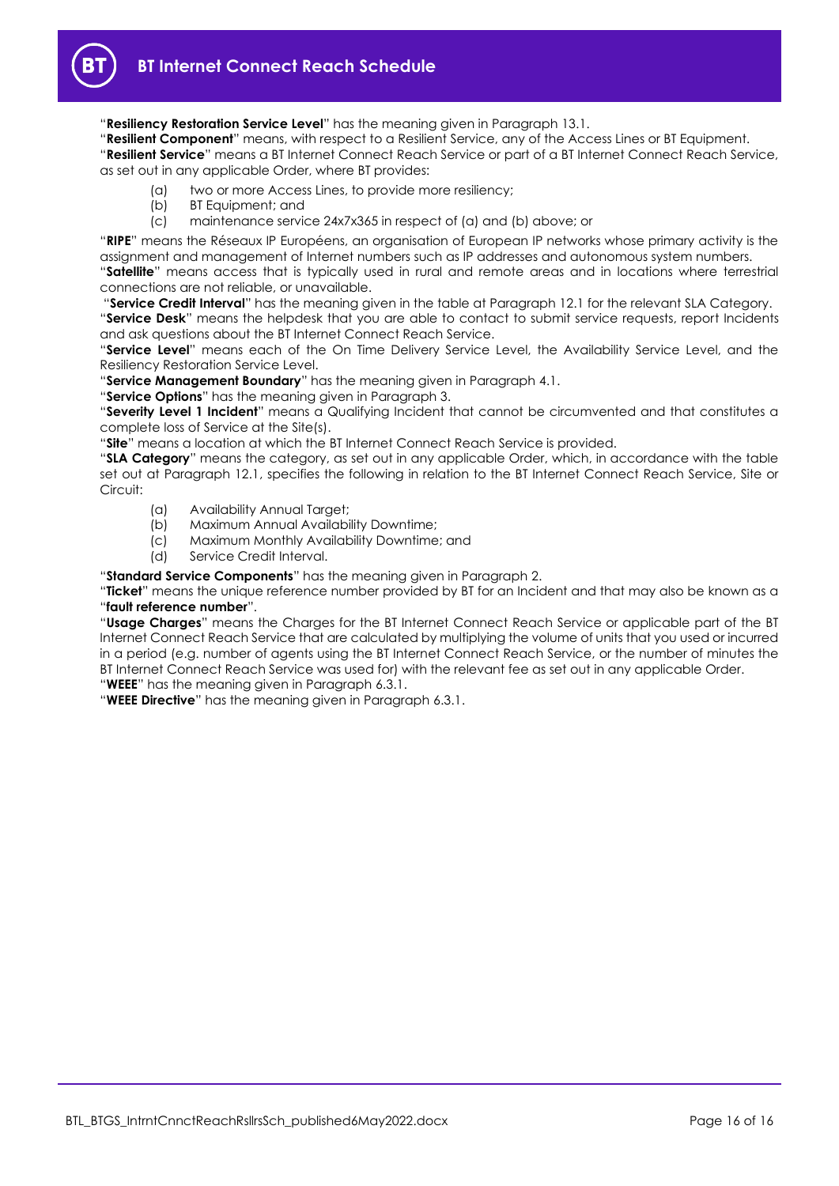"**Resiliency Restoration Service Level**" has the meaning given in Paragraph 13.1.

"**Resilient Component**" means, with respect to a Resilient Service, any of the Access Lines or BT Equipment.

"**Resilient Service**" means a BT Internet Connect Reach Service or part of a BT Internet Connect Reach Service, as set out in any applicable Order, where BT provides:

(a) two or more Access Lines, to provide more resiliency;
(b) BT Equipment; and
(c) maintenance service 24x7x365 in respect of (a) and (b) above; or

"**RIPE**" means the Réseaux IP Européens, an organisation of European IP networks whose primary activity is the assignment and management of Internet numbers such as IP addresses and autonomous system numbers.

"**Satellite**" means access that is typically used in rural and remote areas and in locations where terrestrial connections are not reliable, or unavailable.

"**Service Credit Interval**" has the meaning given in the table at Paragraph 12.1 for the relevant SLA Category.

"**Service Desk**" means the helpdesk that you are able to contact to submit service requests, report Incidents and ask questions about the BT Internet Connect Reach Service.

"**Service Level**" means each of the On Time Delivery Service Level, the Availability Service Level, and the Resiliency Restoration Service Level.

"**Service Management Boundary**" has the meaning given in Paragraph 4.1.

"**Service Options**" has the meaning given in Paragraph 3.

"**Severity Level 1 Incident**" means a Qualifying Incident that cannot be circumvented and that constitutes a complete loss of Service at the Site(s).

"**Site**" means a location at which the BT Internet Connect Reach Service is provided.

"**SLA Category**" means the category, as set out in any applicable Order, which, in accordance with the table set out at Paragraph 12.1, specifies the following in relation to the BT Internet Connect Reach Service, Site or Circuit:

(a) Availability Annual Target;
(b) Maximum Annual Availability Downtime;
(c) Maximum Monthly Availability Downtime; and
(d) Service Credit Interval.

"**Standard Service Components**" has the meaning given in Paragraph 2.

"**Ticket**" means the unique reference number provided by BT for an Incident and that may also be known as a "**fault reference number**".

"**Usage Charges**" means the Charges for the BT Internet Connect Reach Service or applicable part of the BT Internet Connect Reach Service that are calculated by multiplying the volume of units that you used or incurred in a period (e.g. number of agents using the BT Internet Connect Reach Service, or the number of minutes the BT Internet Connect Reach Service was used for) with the relevant fee as set out in any applicable Order.

"**WEEE**" has the meaning given in Paragraph 6.3.1.

"**WEEE Directive**" has the meaning given in Paragraph 6.3.1.